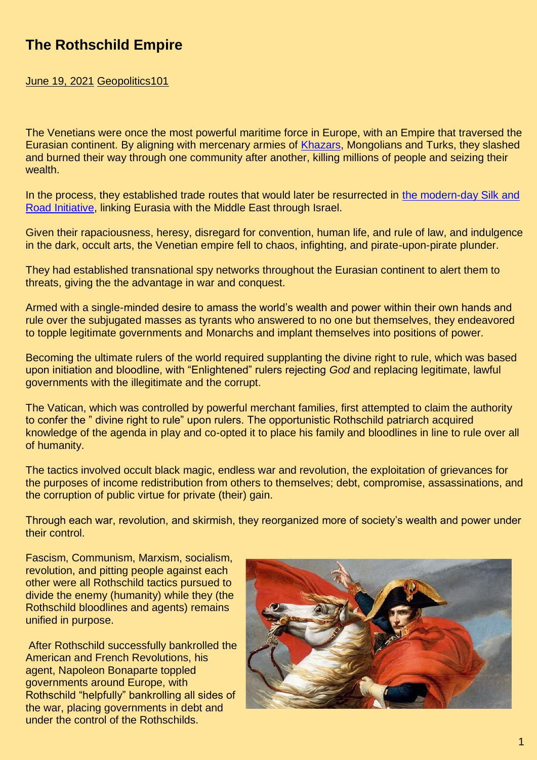# The Rothschild Empire

June 19, 2021 Geopolitics101

The Venetians were once the most powerful maritime force in Europe, with an Empire that traversed the Eurasian continent. By aligning with mercenary armies of Khazars, Mongolians and Turks, they slashed and burned their way through one community after another, killing millions of people and seizing their wealth.

In the process, they established trade routes that would later be resurrected in the modern-day Silk and Road Initiative, linking Eurasia with the Middle East through Israel.

Given their rapaciousness, heresy, disregard for convention, human life, and rule of law, and indulgence in the dark, occult arts, the Venetian empire fell to chaos, infighting, and pirate-upon-pirate plunder.

They had established transnational spy networks throughout the Eurasian continent to alert them to threats, giving the the advantage in war and conquest.

Armed with a single-minded desire to amass the world's wealth and power within their own hands and rule over the subjugated masses as tyrants who answered to no one but themselves, they endeavored to topple legitimate governments and Monarchs and implant themselves into positions of power.

Becoming the ultimate rulers of the world required supplanting the divine right to rule, which was based upon initiation and bloodline, with "Enlightened" rulers rejecting *God* and replacing legitimate, lawful governments with the illegitimate and the corrupt.

The Vatican, which was controlled by powerful merchant families, first attempted to claim the authority to confer the " divine right to rule" upon rulers. The opportunistic Rothschild patriarch acquired knowledge of the agenda in play and co-opted it to place his family and bloodlines in line to rule over all of humanity.

The tactics involved occult black magic, endless war and revolution, the exploitation of grievances for the purposes of income redistribution from others to themselves; debt, compromise, assassinations, and the corruption of public virtue for private (their) gain.

Through each war, revolution, and skirmish, they reorganized more of society's wealth and power under their control.

Fascism, Communism, Marxism, socialism, revolution, and pitting people against each other were all Rothschild tactics pursued to divide the enemy (humanity) while they (the Rothschild bloodlines and agents) remains unified in purpose.

After Rothschild successfully bankrolled the American and French Revolutions, his agent, Napoleon Bonaparte toppled governments around Europe, with Rothschild "helpfully" bankrolling all sides of the war, placing governments in debt and under the control of the Rothschilds.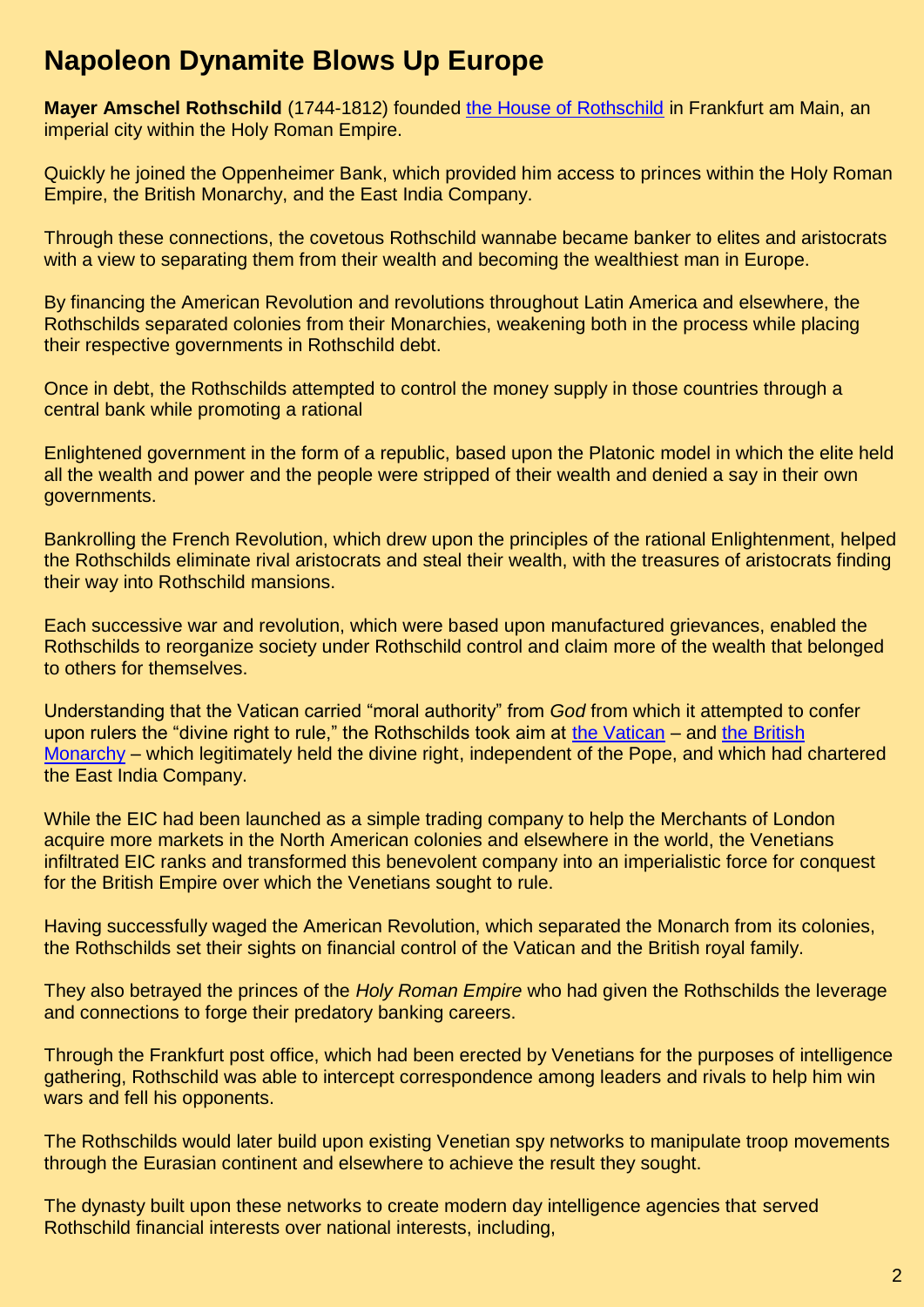## Napoleon Dynamite Blows Up Europe

**Mayer Amschel Rothschild** (1744-1812) founded [the House of Rothschild] in Frankfurt am Main, an imperial city within the Holy Roman Empire.

Quickly he joined the Oppenheimer Bank, which provided him access to princes within the Holy Roman Empire, the British Monarchy, and the East India Company.

Through these connections, the covetous Rothschild wannabe became banker to elites and aristocrats with a view to separating them from their wealth and becoming the wealthiest man in Europe.

By financing the American Revolution and revolutions throughout Latin America and elsewhere, the Rothschilds separated colonies from their Monarchies, weakening both in the process while placing their respective governments in Rothschild debt.

Once in debt, the Rothschilds attempted to control the money supply in those countries through a central bank while promoting a rational

Enlightened government in the form of a republic, based upon the Platonic model in which the elite held all the wealth and power and the people were stripped of their wealth and denied a say in their own governments.

Bankrolling the French Revolution, which drew upon the principles of the rational Enlightenment, helped the Rothschilds eliminate rival aristocrats and steal their wealth, with the treasures of aristocrats finding their way into Rothschild mansions.

Each successive war and revolution, which were based upon manufactured grievances, enabled the Rothschilds to reorganize society under Rothschild control and claim more of the wealth that belonged to others for themselves.

Understanding that the Vatican carried "moral authority" from *God* from which it attempted to confer upon rulers the "divine right to rule," the Rothschilds took aim at [the Vatican] – and [the British Monarchy] – which legitimately held the divine right, independent of the Pope, and which had chartered the East India Company.

While the EIC had been launched as a simple trading company to help the Merchants of London acquire more markets in the North American colonies and elsewhere in the world, the Venetians infiltrated EIC ranks and transformed this benevolent company into an imperialistic force for conquest for the British Empire over which the Venetians sought to rule.

Having successfully waged the American Revolution, which separated the Monarch from its colonies, the Rothschilds set their sights on financial control of the Vatican and the British royal family.

They also betrayed the princes of the *Holy Roman Empire* who had given the Rothschilds the leverage and connections to forge their predatory banking careers.

Through the Frankfurt post office, which had been erected by Venetians for the purposes of intelligence gathering, Rothschild was able to intercept correspondence among leaders and rivals to help him win wars and fell his opponents.

The Rothschilds would later build upon existing Venetian spy networks to manipulate troop movements through the Eurasian continent and elsewhere to achieve the result they sought.

The dynasty built upon these networks to create modern day intelligence agencies that served Rothschild financial interests over national interests, including,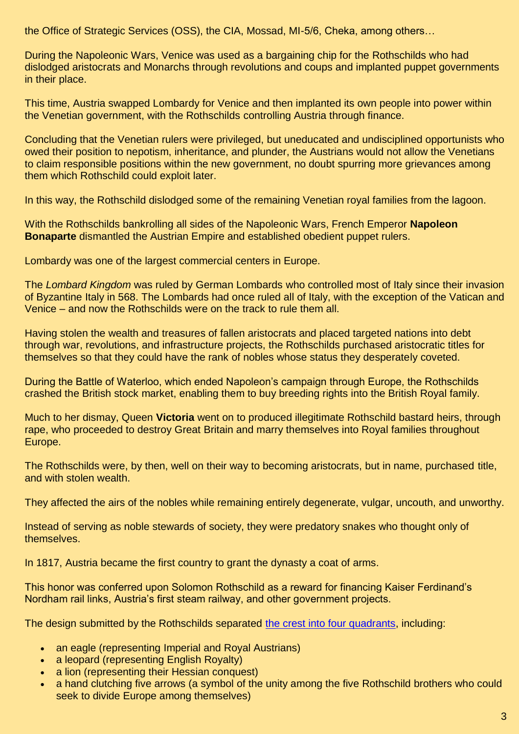the Office of Strategic Services (OSS), the CIA, Mossad, MI-5/6, Cheka, among others…

During the Napoleonic Wars, Venice was used as a bargaining chip for the Rothschilds who had dislodged aristocrats and Monarchs through revolutions and coups and implanted puppet governments in their place.

This time, Austria swapped Lombardy for Venice and then implanted its own people into power within the Venetian government, with the Rothschilds controlling Austria through finance.

Concluding that the Venetian rulers were privileged, but uneducated and undisciplined opportunists who owed their position to nepotism, inheritance, and plunder, the Austrians would not allow the Venetians to claim responsible positions within the new government, no doubt spurring more grievances among them which Rothschild could exploit later.

In this way, the Rothschild dislodged some of the remaining Venetian royal families from the lagoon.

With the Rothschilds bankrolling all sides of the Napoleonic Wars, French Emperor **Napoleon Bonaparte** dismantled the Austrian Empire and established obedient puppet rulers.

Lombardy was one of the largest commercial centers in Europe.

The *Lombard Kingdom* was ruled by German Lombards who controlled most of Italy since their invasion of Byzantine Italy in 568. The Lombards had once ruled all of Italy, with the exception of the Vatican and Venice – and now the Rothschilds were on the track to rule them all.

Having stolen the wealth and treasures of fallen aristocrats and placed targeted nations into debt through war, revolutions, and infrastructure projects, the Rothschilds purchased aristocratic titles for themselves so that they could have the rank of nobles whose status they desperately coveted.

During the Battle of Waterloo, which ended Napoleon's campaign through Europe, the Rothschilds crashed the British stock market, enabling them to buy breeding rights into the British Royal family.

Much to her dismay, Queen **Victoria** went on to produced illegitimate Rothschild bastard heirs, through rape, who proceeded to destroy Great Britain and marry themselves into Royal families throughout Europe.

The Rothschilds were, by then, well on their way to becoming aristocrats, but in name, purchased title, and with stolen wealth.

They affected the airs of the nobles while remaining entirely degenerate, vulgar, uncouth, and unworthy.

Instead of serving as noble stewards of society, they were predatory snakes who thought only of themselves.

In 1817, Austria became the first country to grant the dynasty a coat of arms.

This honor was conferred upon Solomon Rothschild as a reward for financing Kaiser Ferdinand's Nordham rail links, Austria's first steam railway, and other government projects.

The design submitted by the Rothschilds separated [the crest into four quadrants](), including:

- an eagle (representing Imperial and Royal Austrians)
- a leopard (representing English Royalty)
- a lion (representing their Hessian conquest)
- a hand clutching five arrows (a symbol of the unity among the five Rothschild brothers who could seek to divide Europe among themselves)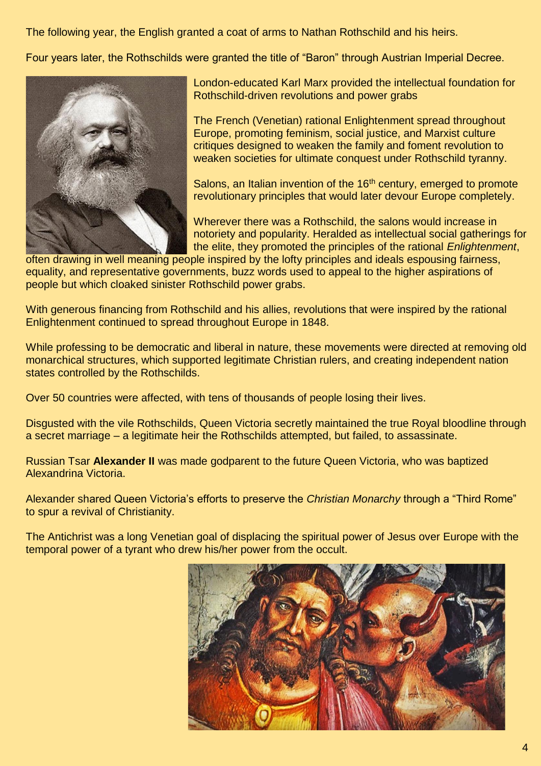The following year, the English granted a coat of arms to Nathan Rothschild and his heirs.

Four years later, the Rothschilds were granted the title of "Baron" through Austrian Imperial Decree.

London-educated Karl Marx provided the intellectual foundation for Rothschild-driven revolutions and power grabs

The French (Venetian) rational Enlightenment spread throughout Europe, promoting feminism, social justice, and Marxist culture critiques designed to weaken the family and foment revolution to weaken societies for ultimate conquest under Rothschild tyranny.

Salons, an Italian invention of the 16th century, emerged to promote revolutionary principles that would later devour Europe completely.

Wherever there was a Rothschild, the salons would increase in notoriety and popularity. Heralded as intellectual social gatherings for the elite, they promoted the principles of the rational *Enlightenment*, often drawing in well meaning people inspired by the lofty principles and ideals espousing fairness, equality, and representative governments, buzz words used to appeal to the higher aspirations of people but which cloaked sinister Rothschild power grabs.

With generous financing from Rothschild and his allies, revolutions that were inspired by the rational Enlightenment continued to spread throughout Europe in 1848.

While professing to be democratic and liberal in nature, these movements were directed at removing old monarchical structures, which supported legitimate Christian rulers, and creating independent nation states controlled by the Rothschilds.

Over 50 countries were affected, with tens of thousands of people losing their lives.

Disgusted with the vile Rothschilds, Queen Victoria secretly maintained the true Royal bloodline through a secret marriage – a legitimate heir the Rothschilds attempted, but failed, to assassinate.

Russian Tsar **Alexander II** was made godparent to the future Queen Victoria, who was baptized Alexandrina Victoria.

Alexander shared Queen Victoria's efforts to preserve the *Christian Monarchy* through a "Third Rome" to spur a revival of Christianity.

The Antichrist was a long Venetian goal of displacing the spiritual power of Jesus over Europe with the temporal power of a tyrant who drew his/her power from the occult.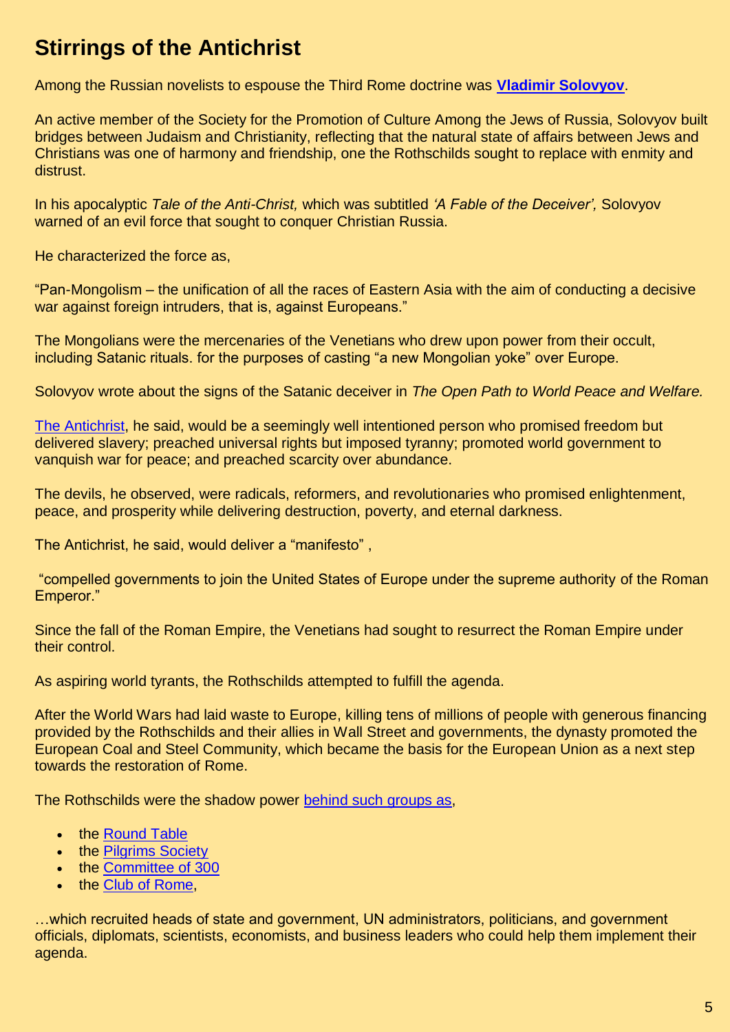# Stirrings of the Antichrist

Among the Russian novelists to espouse the Third Rome doctrine was **Vladimir Solovyov**.

An active member of the Society for the Promotion of Culture Among the Jews of Russia, Solovyov built bridges between Judaism and Christianity, reflecting that the natural state of affairs between Jews and Christians was one of harmony and friendship, one the Rothschilds sought to replace with enmity and distrust.

In his apocalyptic *Tale of the Anti-Christ,* which was subtitled *'A Fable of the Deceiver',* Solovyov warned of an evil force that sought to conquer Christian Russia.

He characterized the force as,

"Pan-Mongolism – the unification of all the races of Eastern Asia with the aim of conducting a decisive war against foreign intruders, that is, against Europeans."

The Mongolians were the mercenaries of the Venetians who drew upon power from their occult, including Satanic rituals. for the purposes of casting "a new Mongolian yoke" over Europe.

Solovyov wrote about the signs of the Satanic deceiver in *The Open Path to World Peace and Welfare.*

The Antichrist, he said, would be a seemingly well intentioned person who promised freedom but delivered slavery; preached universal rights but imposed tyranny; promoted world government to vanquish war for peace; and preached scarcity over abundance.

The devils, he observed, were radicals, reformers, and revolutionaries who promised enlightenment, peace, and prosperity while delivering destruction, poverty, and eternal darkness.

The Antichrist, he said, would deliver a "manifesto" ,

"compelled governments to join the United States of Europe under the supreme authority of the Roman Emperor."

Since the fall of the Roman Empire, the Venetians had sought to resurrect the Roman Empire under their control.

As aspiring world tyrants, the Rothschilds attempted to fulfill the agenda.

After the World Wars had laid waste to Europe, killing tens of millions of people with generous financing provided by the Rothschilds and their allies in Wall Street and governments, the dynasty promoted the European Coal and Steel Community, which became the basis for the European Union as a next step towards the restoration of Rome.

The Rothschilds were the shadow power behind such groups as,

- the Round Table
- the Pilgrims Society
- the Committee of 300
- the Club of Rome,

…which recruited heads of state and government, UN administrators, politicians, and government officials, diplomats, scientists, economists, and business leaders who could help them implement their agenda.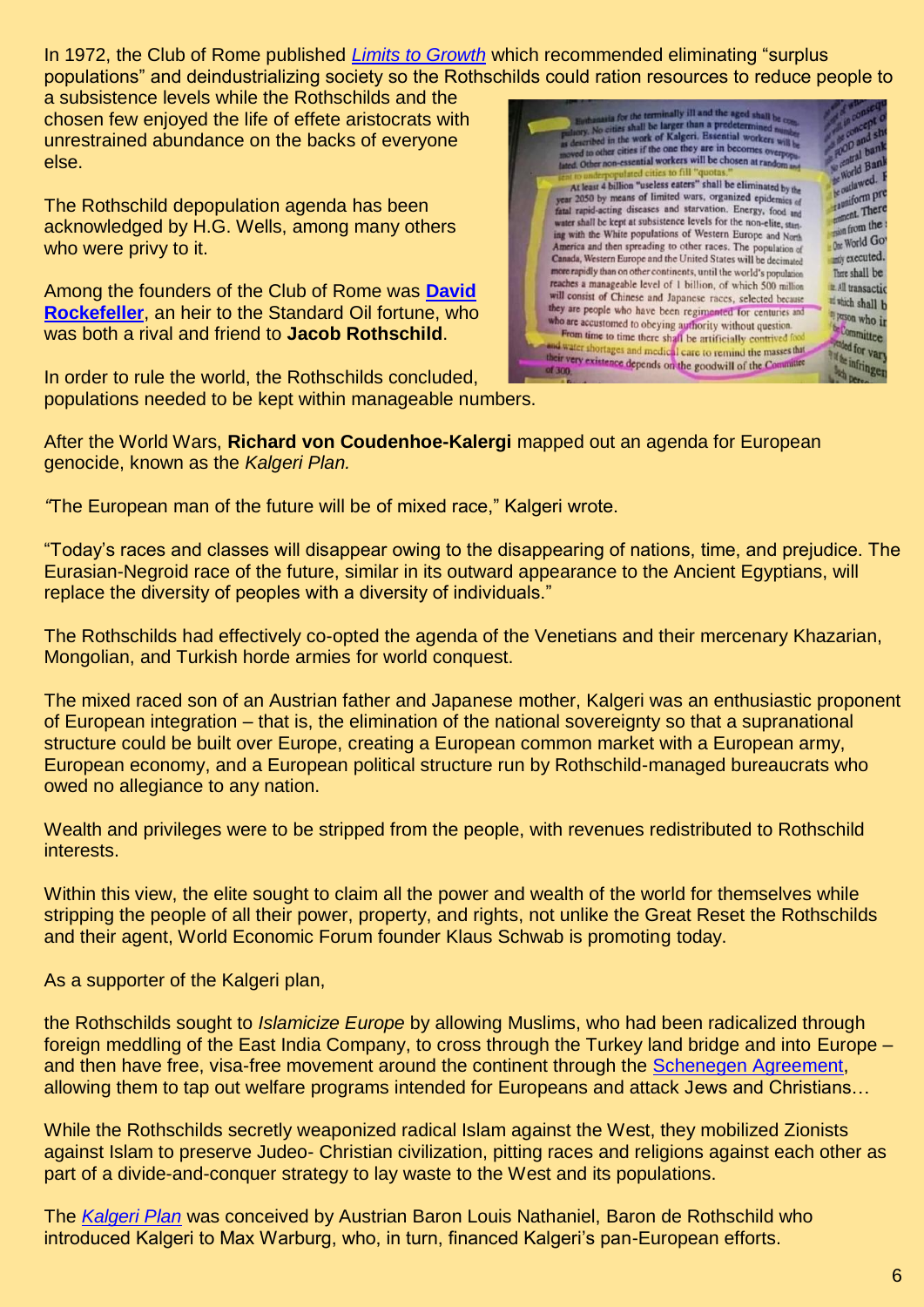In 1972, the Club of Rome published *Limits to Growth* which recommended eliminating "surplus populations" and deindustrializing society so the Rothschilds could ration resources to reduce people to a subsistence levels while the Rothschilds and the chosen few enjoyed the life of effete aristocrats with unrestrained abundance on the backs of everyone else.

The Rothschild depopulation agenda has been acknowledged by H.G. Wells, among many others who were privy to it.

Among the founders of the Club of Rome was **David Rockefeller**, an heir to the Standard Oil fortune, who was both a rival and friend to **Jacob Rothschild**.

In order to rule the world, the Rothschilds concluded, populations needed to be kept within manageable numbers.

After the World Wars, **Richard von Coudenhoe-Kalergi** mapped out an agenda for European genocide, known as the *Kalgeri Plan.*

*"*The European man of the future will be of mixed race," Kalgeri wrote.

"Today's races and classes will disappear owing to the disappearing of nations, time, and prejudice. The Eurasian-Negroid race of the future, similar in its outward appearance to the Ancient Egyptians, will replace the diversity of peoples with a diversity of individuals."

The Rothschilds had effectively co-opted the agenda of the Venetians and their mercenary Khazarian, Mongolian, and Turkish horde armies for world conquest.

The mixed raced son of an Austrian father and Japanese mother, Kalgeri was an enthusiastic proponent of European integration – that is, the elimination of the national sovereignty so that a supranational structure could be built over Europe, creating a European common market with a European army, European economy, and a European political structure run by Rothschild-managed bureaucrats who owed no allegiance to any nation.

Wealth and privileges were to be stripped from the people, with revenues redistributed to Rothschild interests.

Within this view, the elite sought to claim all the power and wealth of the world for themselves while stripping the people of all their power, property, and rights, not unlike the Great Reset the Rothschilds and their agent, World Economic Forum founder Klaus Schwab is promoting today.

As a supporter of the Kalgeri plan,

the Rothschilds sought to *Islamicize Europe* by allowing Muslims, who had been radicalized through foreign meddling of the East India Company, to cross through the Turkey land bridge and into Europe – and then have free, visa-free movement around the continent through the Schenegen Agreement, allowing them to tap out welfare programs intended for Europeans and attack Jews and Christians…

While the Rothschilds secretly weaponized radical Islam against the West, they mobilized Zionists against Islam to preserve Judeo- Christian civilization, pitting races and religions against each other as part of a divide-and-conquer strategy to lay waste to the West and its populations.

The *Kalgeri Plan* was conceived by Austrian Baron Louis Nathaniel, Baron de Rothschild who introduced Kalgeri to Max Warburg, who, in turn, financed Kalgeri's pan-European efforts.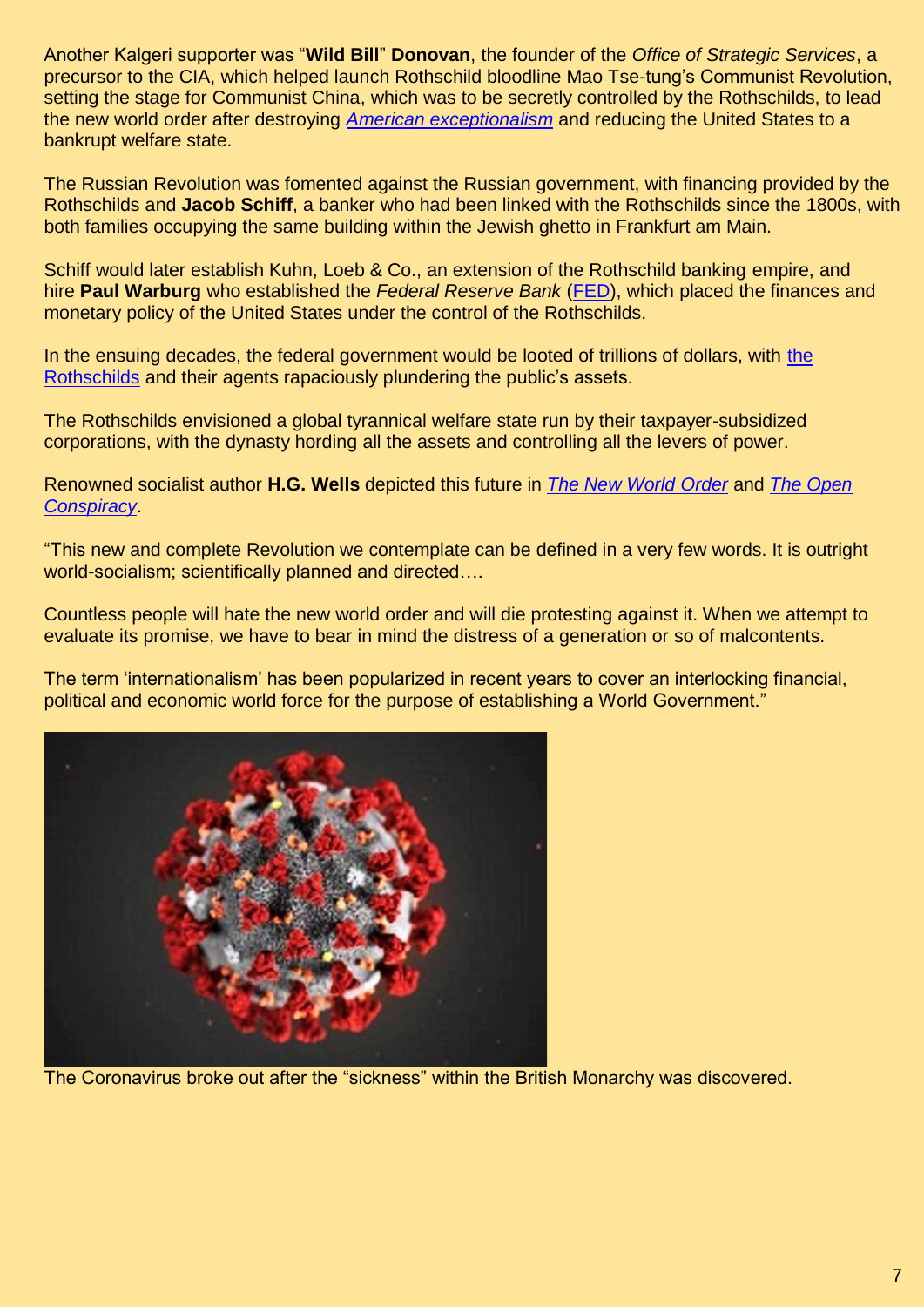Another Kalgeri supporter was "**Wild Bill**" **Donovan**, the founder of the *Office of Strategic Services*, a precursor to the CIA, which helped launch Rothschild bloodline Mao Tse-tung's Communist Revolution, setting the stage for Communist China, which was to be secretly controlled by the Rothschilds, to lead the new world order after destroying *American exceptionalism* and reducing the United States to a bankrupt welfare state.

The Russian Revolution was fomented against the Russian government, with financing provided by the Rothschilds and **Jacob Schiff**, a banker who had been linked with the Rothschilds since the 1800s, with both families occupying the same building within the Jewish ghetto in Frankfurt am Main.

Schiff would later establish Kuhn, Loeb & Co., an extension of the Rothschild banking empire, and hire **Paul Warburg** who established the *Federal Reserve Bank* (FED), which placed the finances and monetary policy of the United States under the control of the Rothschilds.

In the ensuing decades, the federal government would be looted of trillions of dollars, with the Rothschilds and their agents rapaciously plundering the public's assets.

The Rothschilds envisioned a global tyrannical welfare state run by their taxpayer-subsidized corporations, with the dynasty hording all the assets and controlling all the levers of power.

Renowned socialist author **H.G. Wells** depicted this future in *The New World Order* and *The Open Conspiracy*.

"This new and complete Revolution we contemplate can be defined in a very few words. It is outright world-socialism; scientifically planned and directed….

Countless people will hate the new world order and will die protesting against it. When we attempt to evaluate its promise, we have to bear in mind the distress of a generation or so of malcontents.

The term 'internationalism' has been popularized in recent years to cover an interlocking financial, political and economic world force for the purpose of establishing a World Government."

The Coronavirus broke out after the "sickness" within the British Monarchy was discovered.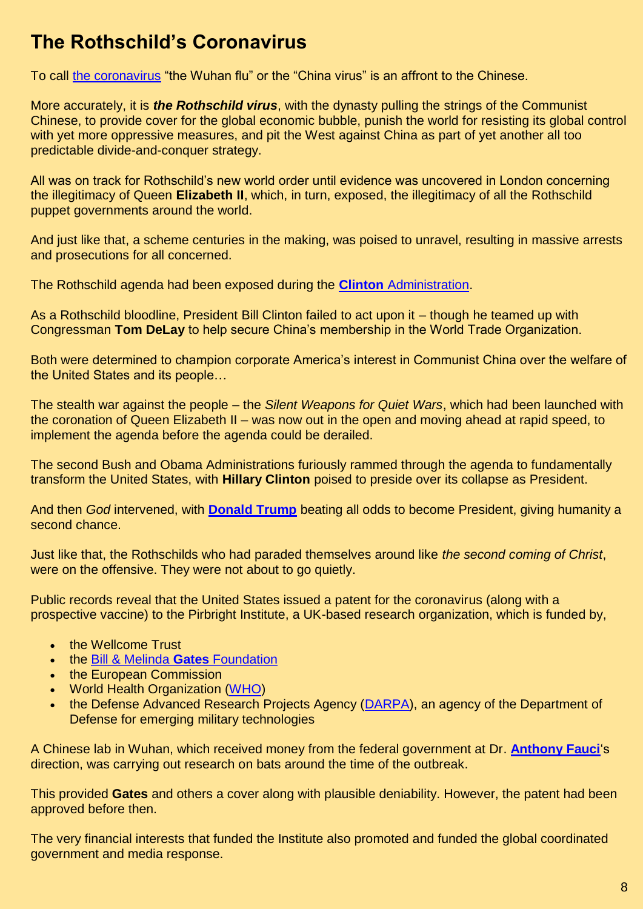# The Rothschild's Coronavirus

To call the coronavirus "the Wuhan flu" or the "China virus" is an affront to the Chinese.

More accurately, it is ***the Rothschild virus***, with the dynasty pulling the strings of the Communist Chinese, to provide cover for the global economic bubble, punish the world for resisting its global control with yet more oppressive measures, and pit the West against China as part of yet another all too predictable divide-and-conquer strategy.

All was on track for Rothschild's new world order until evidence was uncovered in London concerning the illegitimacy of Queen **Elizabeth II**, which, in turn, exposed, the illegitimacy of all the Rothschild puppet governments around the world.

And just like that, a scheme centuries in the making, was poised to unravel, resulting in massive arrests and prosecutions for all concerned.

The Rothschild agenda had been exposed during the **Clinton** Administration.

As a Rothschild bloodline, President Bill Clinton failed to act upon it – though he teamed up with Congressman **Tom DeLay** to help secure China's membership in the World Trade Organization.

Both were determined to champion corporate America's interest in Communist China over the welfare of the United States and its people…

The stealth war against the people – the *Silent Weapons for Quiet Wars*, which had been launched with the coronation of Queen Elizabeth II – was now out in the open and moving ahead at rapid speed, to implement the agenda before the agenda could be derailed.

The second Bush and Obama Administrations furiously rammed through the agenda to fundamentally transform the United States, with **Hillary Clinton** poised to preside over its collapse as President.

And then *God* intervened, with **Donald Trump** beating all odds to become President, giving humanity a second chance.

Just like that, the Rothschilds who had paraded themselves around like *the second coming of Christ*, were on the offensive. They were not about to go quietly.

Public records reveal that the United States issued a patent for the coronavirus (along with a prospective vaccine) to the Pirbright Institute, a UK-based research organization, which is funded by,

- the Wellcome Trust
- the Bill & Melinda **Gates** Foundation
- the European Commission
- World Health Organization (WHO)
- the Defense Advanced Research Projects Agency (DARPA), an agency of the Department of Defense for emerging military technologies

A Chinese lab in Wuhan, which received money from the federal government at Dr. **Anthony Fauci**'s direction, was carrying out research on bats around the time of the outbreak.

This provided **Gates** and others a cover along with plausible deniability. However, the patent had been approved before then.

The very financial interests that funded the Institute also promoted and funded the global coordinated government and media response.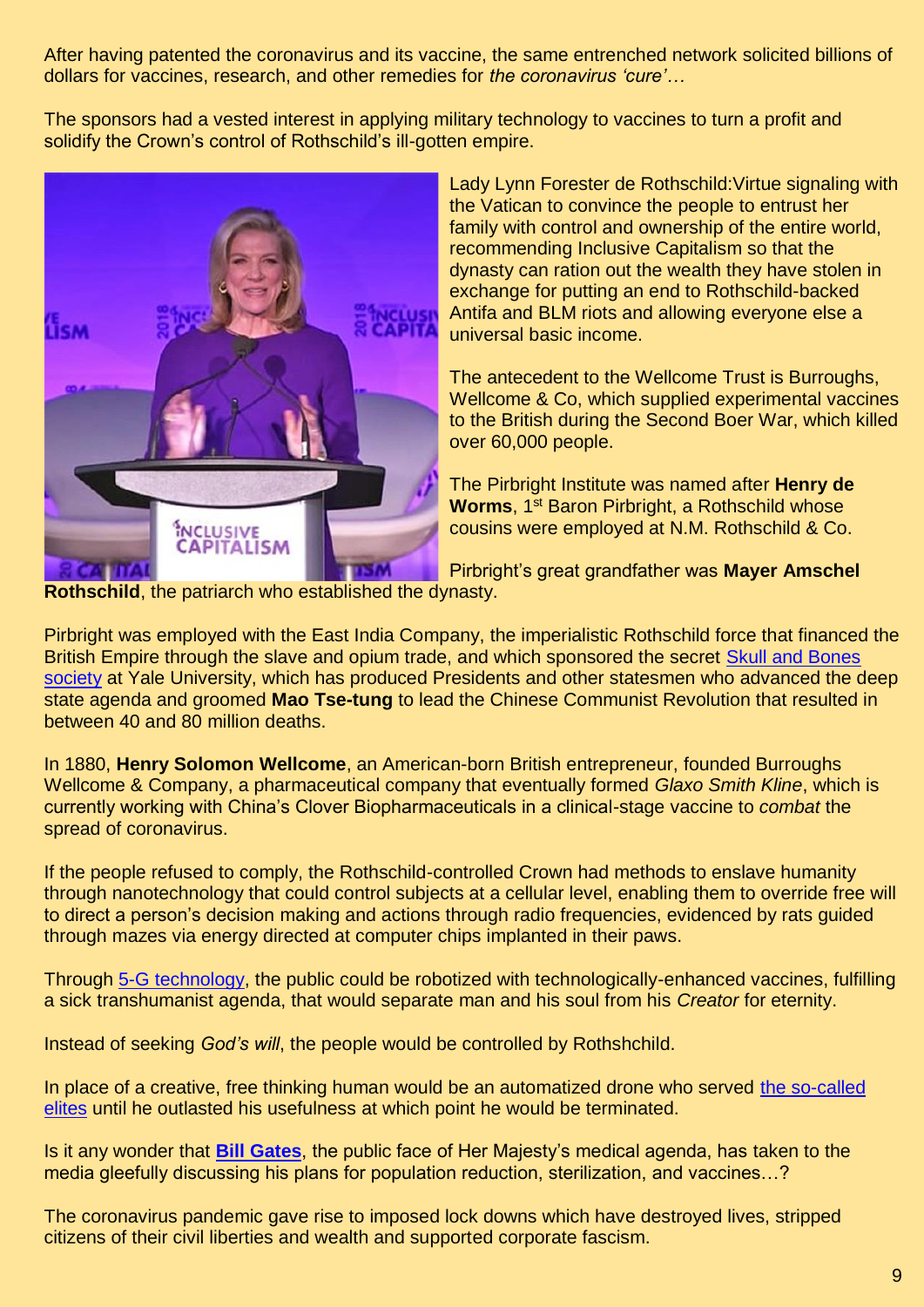After having patented the coronavirus and its vaccine, the same entrenched network solicited billions of dollars for vaccines, research, and other remedies for *the coronavirus 'cure'…*

The sponsors had a vested interest in applying military technology to vaccines to turn a profit and solidify the Crown's control of Rothschild's ill-gotten empire.

Lady Lynn Forester de Rothschild:Virtue signaling with the Vatican to convince the people to entrust her family with control and ownership of the entire world, recommending Inclusive Capitalism so that the dynasty can ration out the wealth they have stolen in exchange for putting an end to Rothschild-backed Antifa and BLM riots and allowing everyone else a universal basic income.

The antecedent to the Wellcome Trust is Burroughs, Wellcome & Co, which supplied experimental vaccines to the British during the Second Boer War, which killed over 60,000 people.

The Pirbright Institute was named after **Henry de Worms**, 1st Baron Pirbright, a Rothschild whose cousins were employed at N.M. Rothschild & Co.

Pirbright's great grandfather was **Mayer Amschel Rothschild**, the patriarch who established the dynasty.

Pirbright was employed with the East India Company, the imperialistic Rothschild force that financed the British Empire through the slave and opium trade, and which sponsored the secret Skull and Bones society at Yale University, which has produced Presidents and other statesmen who advanced the deep state agenda and groomed **Mao Tse-tung** to lead the Chinese Communist Revolution that resulted in between 40 and 80 million deaths.

In 1880, **Henry Solomon Wellcome**, an American-born British entrepreneur, founded Burroughs Wellcome & Company, a pharmaceutical company that eventually formed *Glaxo Smith Kline*, which is currently working with China's Clover Biopharmaceuticals in a clinical-stage vaccine to *combat* the spread of coronavirus.

If the people refused to comply, the Rothschild-controlled Crown had methods to enslave humanity through nanotechnology that could control subjects at a cellular level, enabling them to override free will to direct a person's decision making and actions through radio frequencies, evidenced by rats guided through mazes via energy directed at computer chips implanted in their paws.

Through 5-G technology, the public could be robotized with technologically-enhanced vaccines, fulfilling a sick transhumanist agenda, that would separate man and his soul from his *Creator* for eternity.

Instead of seeking *God's will*, the people would be controlled by Rothshchild.

In place of a creative, free thinking human would be an automatized drone who served the so-called elites until he outlasted his usefulness at which point he would be terminated.

Is it any wonder that **Bill Gates**, the public face of Her Majesty's medical agenda, has taken to the media gleefully discussing his plans for population reduction, sterilization, and vaccines…?

The coronavirus pandemic gave rise to imposed lock downs which have destroyed lives, stripped citizens of their civil liberties and wealth and supported corporate fascism.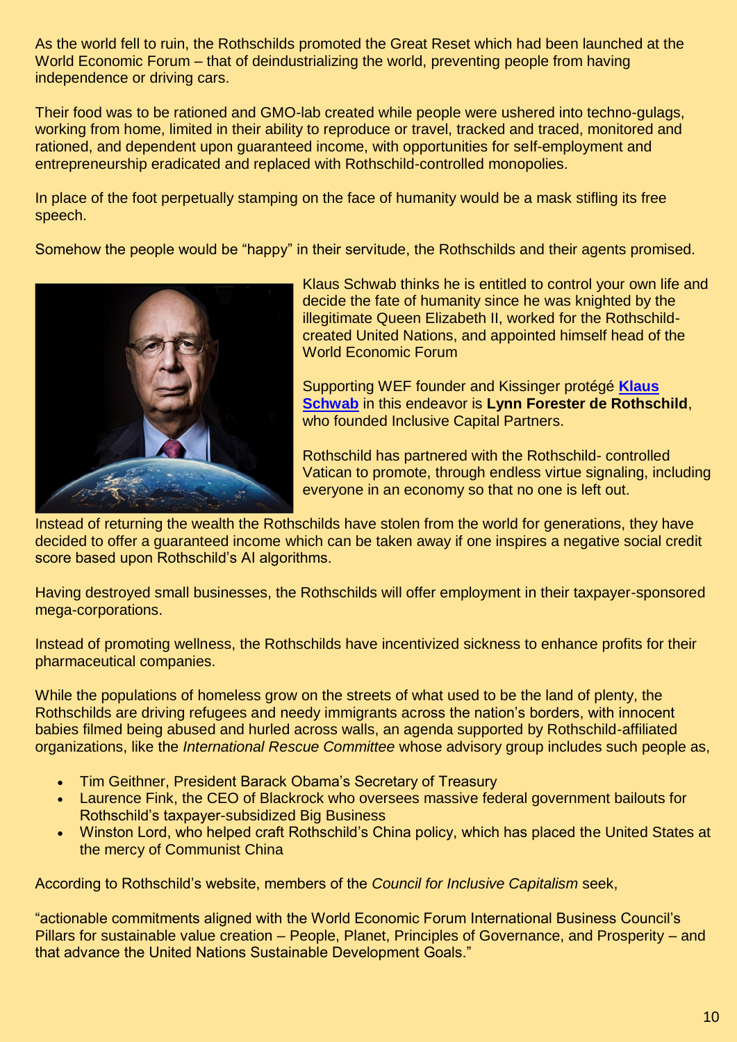As the world fell to ruin, the Rothschilds promoted the Great Reset which had been launched at the World Economic Forum – that of deindustrializing the world, preventing people from having independence or driving cars.

Their food was to be rationed and GMO-lab created while people were ushered into techno-gulags, working from home, limited in their ability to reproduce or travel, tracked and traced, monitored and rationed, and dependent upon guaranteed income, with opportunities for self-employment and entrepreneurship eradicated and replaced with Rothschild-controlled monopolies.

In place of the foot perpetually stamping on the face of humanity would be a mask stifling its free speech.

Somehow the people would be "happy" in their servitude, the Rothschilds and their agents promised.

Klaus Schwab thinks he is entitled to control your own life and decide the fate of humanity since he was knighted by the illegitimate Queen Elizabeth II, worked for the Rothschild-created United Nations, and appointed himself head of the World Economic Forum

Supporting WEF founder and Kissinger protégé **Klaus Schwab** in this endeavor is **Lynn Forester de Rothschild**, who founded Inclusive Capital Partners.

Rothschild has partnered with the Rothschild- controlled Vatican to promote, through endless virtue signaling, including everyone in an economy so that no one is left out.

Instead of returning the wealth the Rothschilds have stolen from the world for generations, they have decided to offer a guaranteed income which can be taken away if one inspires a negative social credit score based upon Rothschild's AI algorithms.

Having destroyed small businesses, the Rothschilds will offer employment in their taxpayer-sponsored mega-corporations.

Instead of promoting wellness, the Rothschilds have incentivized sickness to enhance profits for their pharmaceutical companies.

While the populations of homeless grow on the streets of what used to be the land of plenty, the Rothschilds are driving refugees and needy immigrants across the nation's borders, with innocent babies filmed being abused and hurled across walls, an agenda supported by Rothschild-affiliated organizations, like the *International Rescue Committee* whose advisory group includes such people as,

- Tim Geithner, President Barack Obama's Secretary of Treasury
- Laurence Fink, the CEO of Blackrock who oversees massive federal government bailouts for Rothschild's taxpayer-subsidized Big Business
- Winston Lord, who helped craft Rothschild's China policy, which has placed the United States at the mercy of Communist China

According to Rothschild's website, members of the *Council for Inclusive Capitalism* seek,

"actionable commitments aligned with the World Economic Forum International Business Council's Pillars for sustainable value creation – People, Planet, Principles of Governance, and Prosperity – and that advance the United Nations Sustainable Development Goals."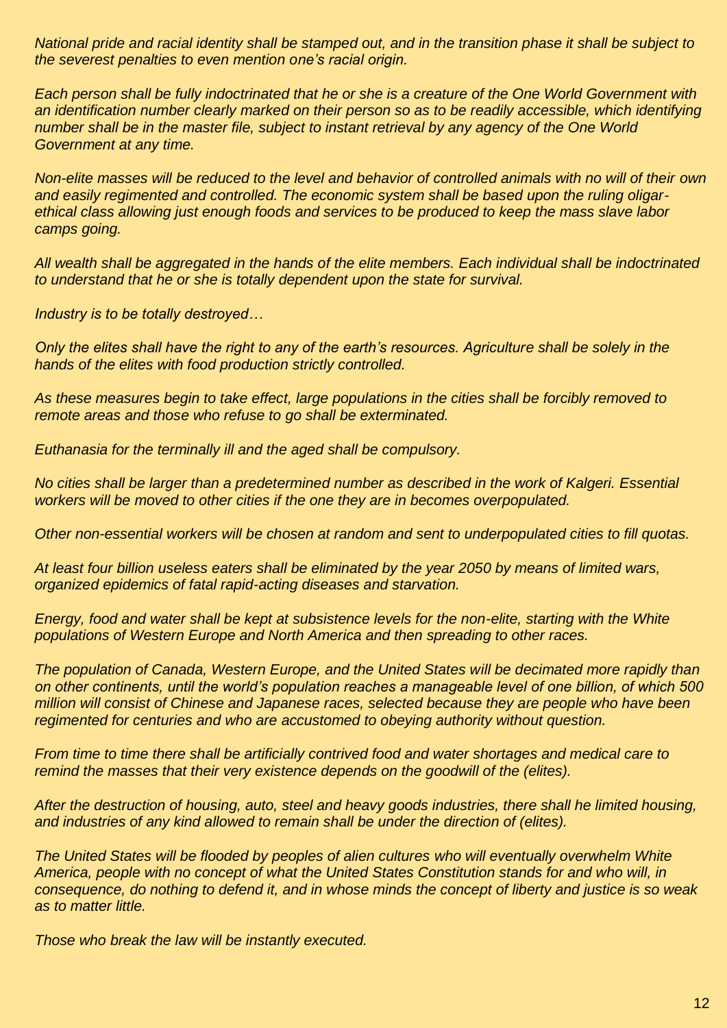*National pride and racial identity shall be stamped out, and in the transition phase it shall be subject to the severest penalties to even mention one's racial origin.*

*Each person shall be fully indoctrinated that he or she is a creature of the One World Government with an identification number clearly marked on their person so as to be readily accessible, which identifying number shall be in the master file, subject to instant retrieval by any agency of the One World Government at any time.*

*Non-elite masses will be reduced to the level and behavior of controlled animals with no will of their own and easily regimented and controlled. The economic system shall be based upon the ruling oligar-ethical class allowing just enough foods and services to be produced to keep the mass slave labor camps going.*

*All wealth shall be aggregated in the hands of the elite members. Each individual shall be indoctrinated to understand that he or she is totally dependent upon the state for survival.*

*Industry is to be totally destroyed…*

*Only the elites shall have the right to any of the earth's resources. Agriculture shall be solely in the hands of the elites with food production strictly controlled.*

*As these measures begin to take effect, large populations in the cities shall be forcibly removed to remote areas and those who refuse to go shall be exterminated.*

*Euthanasia for the terminally ill and the aged shall be compulsory.*

*No cities shall be larger than a predetermined number as described in the work of Kalgeri. Essential workers will be moved to other cities if the one they are in becomes overpopulated.*

*Other non-essential workers will be chosen at random and sent to underpopulated cities to fill quotas.*

*At least four billion useless eaters shall be eliminated by the year 2050 by means of limited wars, organized epidemics of fatal rapid-acting diseases and starvation.*

*Energy, food and water shall be kept at subsistence levels for the non-elite, starting with the White populations of Western Europe and North America and then spreading to other races.*

*The population of Canada, Western Europe, and the United States will be decimated more rapidly than on other continents, until the world's population reaches a manageable level of one billion, of which 500 million will consist of Chinese and Japanese races, selected because they are people who have been regimented for centuries and who are accustomed to obeying authority without question.*

*From time to time there shall be artificially contrived food and water shortages and medical care to remind the masses that their very existence depends on the goodwill of the (elites).*

*After the destruction of housing, auto, steel and heavy goods industries, there shall he limited housing, and industries of any kind allowed to remain shall be under the direction of (elites).*

*The United States will be flooded by peoples of alien cultures who will eventually overwhelm White America, people with no concept of what the United States Constitution stands for and who will, in consequence, do nothing to defend it, and in whose minds the concept of liberty and justice is so weak as to matter little.*

*Those who break the law will be instantly executed.*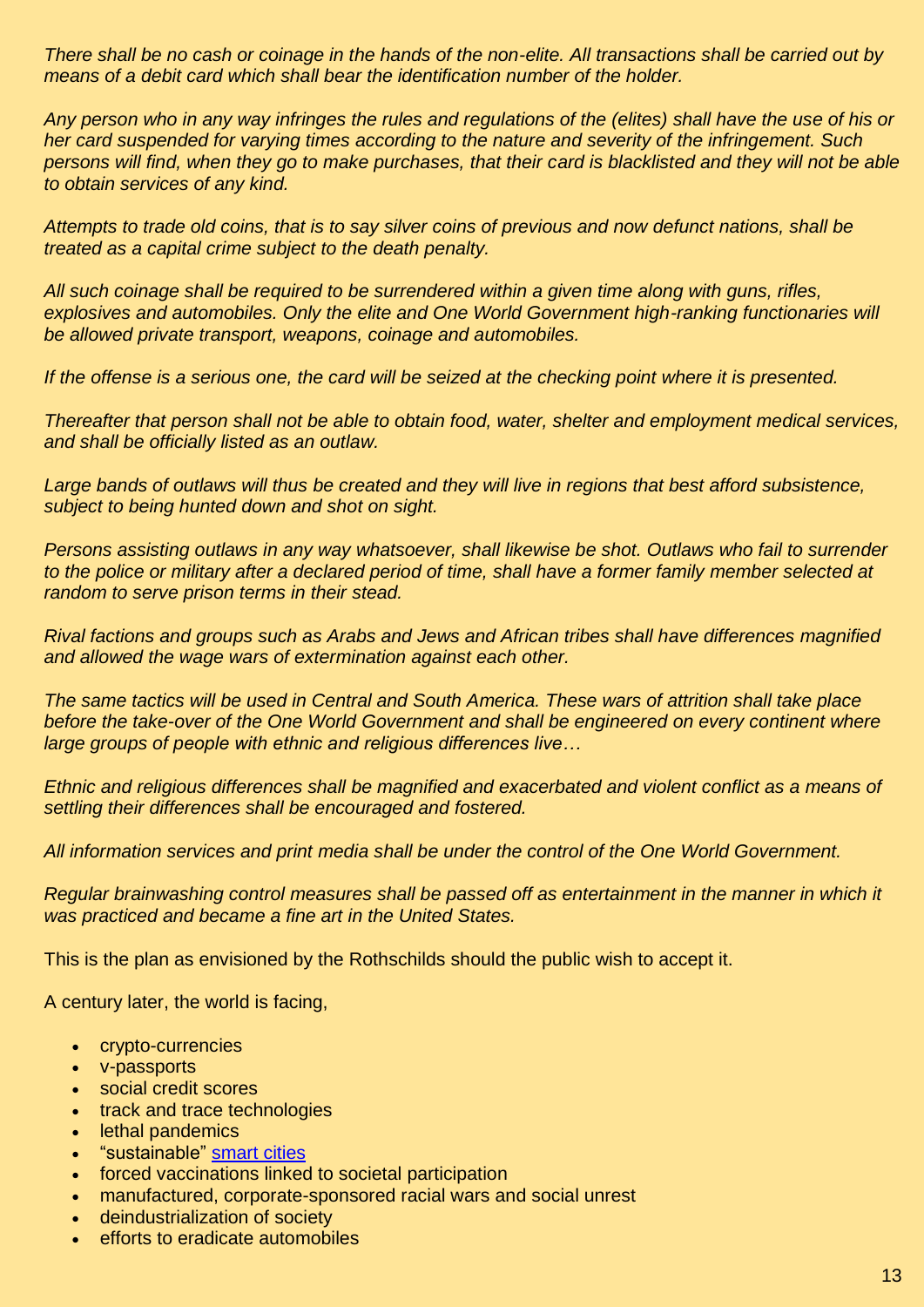*There shall be no cash or coinage in the hands of the non-elite. All transactions shall be carried out by means of a debit card which shall bear the identification number of the holder.*

*Any person who in any way infringes the rules and regulations of the (elites) shall have the use of his or her card suspended for varying times according to the nature and severity of the infringement. Such persons will find, when they go to make purchases, that their card is blacklisted and they will not be able to obtain services of any kind.*

*Attempts to trade old coins, that is to say silver coins of previous and now defunct nations, shall be treated as a capital crime subject to the death penalty.*

*All such coinage shall be required to be surrendered within a given time along with guns, rifles, explosives and automobiles. Only the elite and One World Government high-ranking functionaries will be allowed private transport, weapons, coinage and automobiles.*

*If the offense is a serious one, the card will be seized at the checking point where it is presented.*

*Thereafter that person shall not be able to obtain food, water, shelter and employment medical services, and shall be officially listed as an outlaw.*

*Large bands of outlaws will thus be created and they will live in regions that best afford subsistence, subject to being hunted down and shot on sight.*

*Persons assisting outlaws in any way whatsoever, shall likewise be shot. Outlaws who fail to surrender to the police or military after a declared period of time, shall have a former family member selected at random to serve prison terms in their stead.*

*Rival factions and groups such as Arabs and Jews and African tribes shall have differences magnified and allowed the wage wars of extermination against each other.*

*The same tactics will be used in Central and South America. These wars of attrition shall take place before the take-over of the One World Government and shall be engineered on every continent where large groups of people with ethnic and religious differences live…*

*Ethnic and religious differences shall be magnified and exacerbated and violent conflict as a means of settling their differences shall be encouraged and fostered.*

*All information services and print media shall be under the control of the One World Government.*

*Regular brainwashing control measures shall be passed off as entertainment in the manner in which it was practiced and became a fine art in the United States.*

This is the plan as envisioned by the Rothschilds should the public wish to accept it.

A century later, the world is facing,

- crypto-currencies
- v-passports
- social credit scores
- track and trace technologies
- lethal pandemics
- "sustainable" smart cities
- forced vaccinations linked to societal participation
- manufactured, corporate-sponsored racial wars and social unrest
- deindustrialization of society
- efforts to eradicate automobiles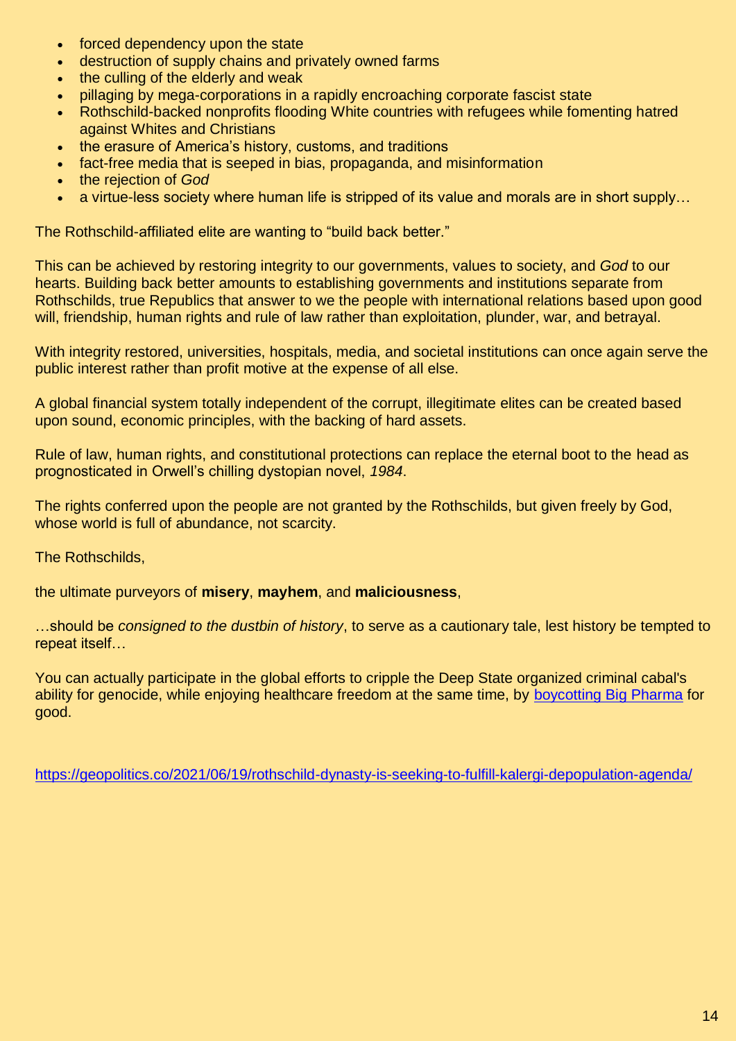- forced dependency upon the state
- destruction of supply chains and privately owned farms
- the culling of the elderly and weak
- pillaging by mega-corporations in a rapidly encroaching corporate fascist state
- Rothschild-backed nonprofits flooding White countries with refugees while fomenting hatred against Whites and Christians
- the erasure of America's history, customs, and traditions
- fact-free media that is seeped in bias, propaganda, and misinformation
- the rejection of *God*
- a virtue-less society where human life is stripped of its value and morals are in short supply…

The Rothschild-affiliated elite are wanting to "build back better."

This can be achieved by restoring integrity to our governments, values to society, and *God* to our hearts. Building back better amounts to establishing governments and institutions separate from Rothschilds, true Republics that answer to we the people with international relations based upon good will, friendship, human rights and rule of law rather than exploitation, plunder, war, and betrayal.

With integrity restored, universities, hospitals, media, and societal institutions can once again serve the public interest rather than profit motive at the expense of all else.

A global financial system totally independent of the corrupt, illegitimate elites can be created based upon sound, economic principles, with the backing of hard assets.

Rule of law, human rights, and constitutional protections can replace the eternal boot to the head as prognosticated in Orwell's chilling dystopian novel, *1984*.

The rights conferred upon the people are not granted by the Rothschilds, but given freely by God, whose world is full of abundance, not scarcity.

The Rothschilds,

the ultimate purveyors of **misery**, **mayhem**, and **maliciousness**,

…should be *consigned to the dustbin of history*, to serve as a cautionary tale, lest history be tempted to repeat itself…

You can actually participate in the global efforts to cripple the Deep State organized criminal cabal's ability for genocide, while enjoying healthcare freedom at the same time, by [boycotting Big Pharma] for good.

https://geopolitics.co/2021/06/19/rothschild-dynasty-is-seeking-to-fulfill-kalergi-depopulation-agenda/